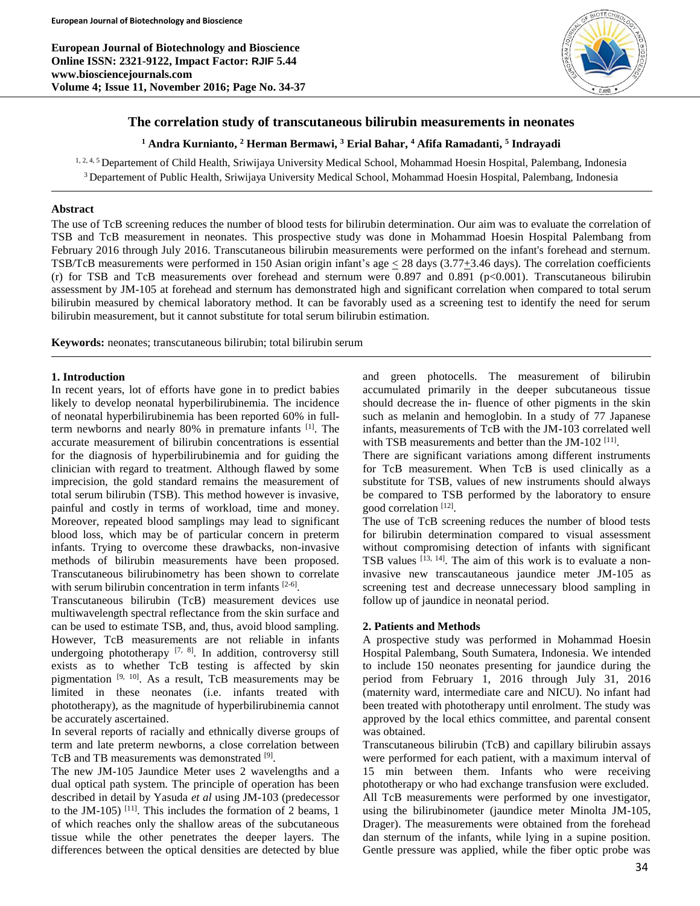# The correlation study of transcutaneous bilirubin measurements in neonates

**[1] Andra Kurnianto, [2] Herman Bermawi, [3] Erial Bahar, [4] Afifa Ramadanti, [5] Indrayadi**

[1, 2, 4, 5] Departement of Child Health, Sriwijaya University Medical School, Mohammad Hoesin Hospital, Palembang, Indonesia
[3] Departement of Public Health, Sriwijaya University Medical School, Mohammad Hoesin Hospital, Palembang, Indonesia

## Abstract

The use of TcB screening reduces the number of blood tests for bilirubin determination. Our aim was to evaluate the correlation of TSB and TcB measurement in neonates. This prospective study was done in Mohammad Hoesin Hospital Palembang from February 2016 through July 2016. Transcutaneous bilirubin measurements were performed on the infant's forehead and sternum. TSB/TcB measurements were performed in 150 Asian origin infant's age $\leq$ 28 days (3.77$\pm$3.46 days). The correlation coefficients (r) for TSB and TcB measurements over forehead and sternum were 0.897 and 0.891 ($p<0.001$). Transcutaneous bilirubin assessment by JM-105 at forehead and sternum has demonstrated high and significant correlation when compared to total serum bilirubin measured by chemical laboratory method. It can be favorably used as a screening test to identify the need for serum bilirubin measurement, but it cannot substitute for total serum bilirubin estimation.

**Keywords:** neonates; transcutaneous bilirubin; total bilirubin serum

## 1. Introduction

In recent years, lot of efforts have gone in to predict babies likely to develop neonatal hyperbilirubinemia. The incidence of neonatal hyperbilirubinemia has been reported 60% in full-term newborns and nearly 80% in premature infants [1]. The accurate measurement of bilirubin concentrations is essential for the diagnosis of hyperbilirubinemia and for guiding the clinician with regard to treatment. Although flawed by some imprecision, the gold standard remains the measurement of total serum bilirubin (TSB). This method however is invasive, painful and costly in terms of workload, time and money. Moreover, repeated blood samplings may lead to significant blood loss, which may be of particular concern in preterm infants. Trying to overcome these drawbacks, non-invasive methods of bilirubin measurements have been proposed. Transcutaneous bilirubinometry has been shown to correlate with serum bilirubin concentration in term infants [2-6].

Transcutaneous bilirubin (TcB) measurement devices use multiwavelength spectral reflectance from the skin surface and can be used to estimate TSB, and, thus, avoid blood sampling. However, TcB measurements are not reliable in infants undergoing phototherapy [7, 8]. In addition, controversy still exists as to whether TcB testing is affected by skin pigmentation [9, 10]. As a result, TcB measurements may be limited in these neonates (i.e. infants treated with phototherapy), as the magnitude of hyperbilirubinemia cannot be accurately ascertained.

In several reports of racially and ethnically diverse groups of term and late preterm newborns, a close correlation between TcB and TB measurements was demonstrated [9].

The new JM-105 Jaundice Meter uses 2 wavelengths and a dual optical path system. The principle of operation has been described in detail by Yasuda *et al* using JM-103 (predecessor to the JM-105) [11]. This includes the formation of 2 beams, 1 of which reaches only the shallow areas of the subcutaneous tissue while the other penetrates the deeper layers. The differences between the optical densities are detected by blue and green photocells. The measurement of bilirubin accumulated primarily in the deeper subcutaneous tissue should decrease the in- fluence of other pigments in the skin such as melanin and hemoglobin. In a study of 77 Japanese infants, measurements of TcB with the JM-103 correlated well with TSB measurements and better than the JM-102 [11].

There are significant variations among different instruments for TcB measurement. When TcB is used clinically as a substitute for TSB, values of new instruments should always be compared to TSB performed by the laboratory to ensure good correlation [12].

The use of TcB screening reduces the number of blood tests for bilirubin determination compared to visual assessment without compromising detection of infants with significant TSB values [13, 14]. The aim of this work is to evaluate a non-invasive new transcautaneous jaundice meter JM-105 as screening test and decrease unnecessary blood sampling in follow up of jaundice in neonatal period.

## 2. Patients and Methods

A prospective study was performed in Mohammad Hoesin Hospital Palembang, South Sumatera, Indonesia. We intended to include 150 neonates presenting for jaundice during the period from February 1, 2016 through July 31, 2016 (maternity ward, intermediate care and NICU). No infant had been treated with phototherapy until enrolment. The study was approved by the local ethics committee, and parental consent was obtained.

Transcutaneous bilirubin (TcB) and capillary bilirubin assays were performed for each patient, with a maximum interval of 15 min between them. Infants who were receiving phototherapy or who had exchange transfusion were excluded. All TcB measurements were performed by one investigator, using the bilirubinometer (jaundice meter Minolta JM-105, Drager). The measurements were obtained from the forehead dan sternum of the infants, while lying in a supine position. Gentle pressure was applied, while the fiber optic probe was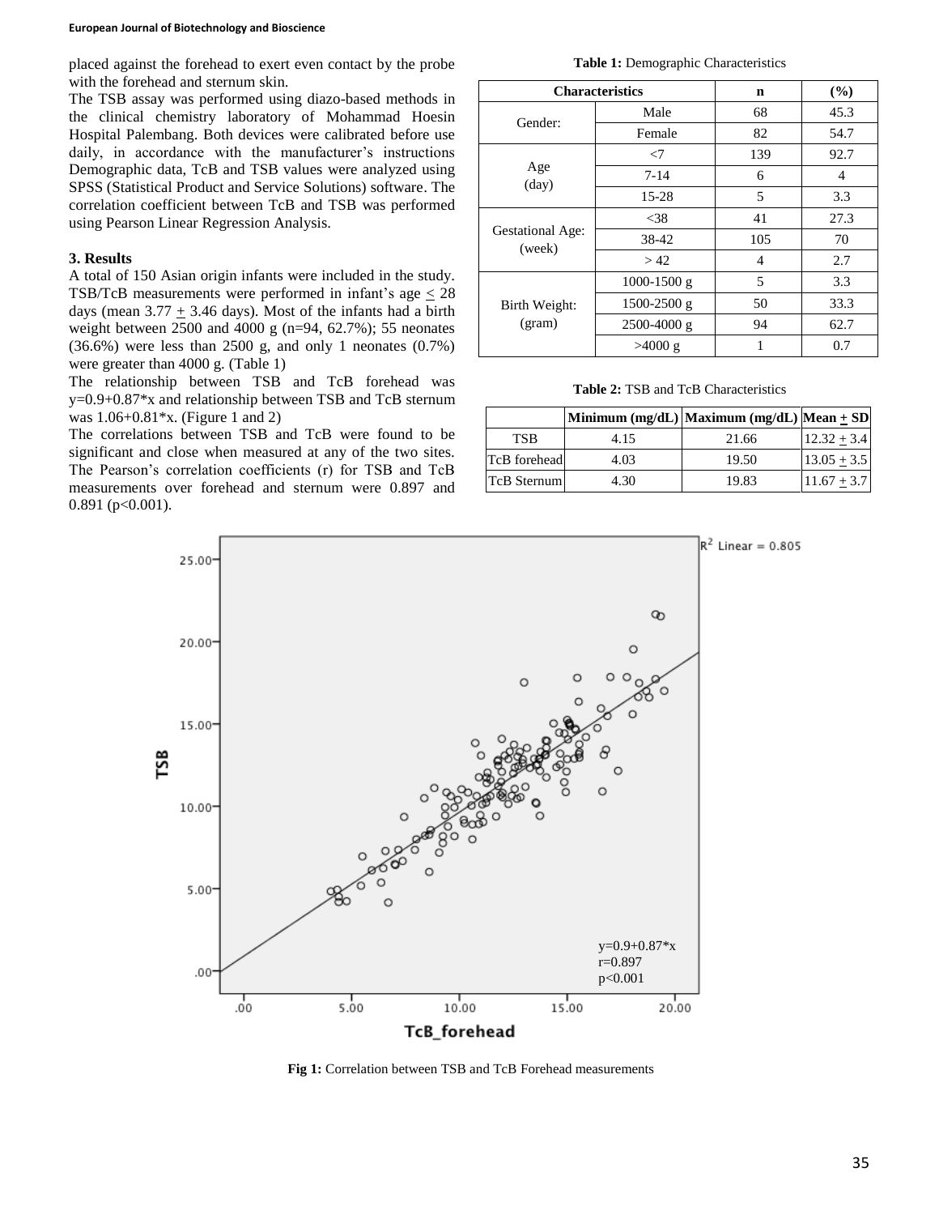placed against the forehead to exert even contact by the probe with the forehead and sternum skin.

The TSB assay was performed using diazo-based methods in the clinical chemistry laboratory of Mohammad Hoesin Hospital Palembang. Both devices were calibrated before use daily, in accordance with the manufacturer's instructions Demographic data, TcB and TSB values were analyzed using SPSS (Statistical Product and Service Solutions) software. The correlation coefficient between TcB and TSB was performed using Pearson Linear Regression Analysis.

### 3. Results

A total of 150 Asian origin infants were included in the study. TSB/TcB measurements were performed in infant's age $\leq$ 28 days (mean 3.77 $\pm$ 3.46 days). Most of the infants had a birth weight between 2500 and 4000 g (n=94, 62.7%); 55 neonates (36.6%) were less than 2500 g, and only 1 neonates (0.7%) were greater than 4000 g. (Table 1)

The relationship between TSB and TcB forehead was y=0.9+0.87*x and relationship between TSB and TcB sternum was 1.06+0.81*x. (Figure 1 and 2)

The correlations between TSB and TcB were found to be significant and close when measured at any of the two sites. The Pearson's correlation coefficients (r) for TSB and TcB measurements over forehead and sternum were 0.897 and 0.891 ($p<0.001$).

**Table 1:** Demographic Characteristics

| Characteristics | | n | (%) |
|---|---|---|---|
| Gender: | Male | 68 | 45.3 |
| | Female | 82 | 54.7 |
| Age (day) | <7 | 139 | 92.7 |
| | 7-14 | 6 | 4 |
| | 15-28 | 5 | 3.3 |
| Gestational Age: (week) | <38 | 41 | 27.3 |
| | 38-42 | 105 | 70 |
| | > 42 | 4 | 2.7 |
| Birth Weight: (gram) | 1000-1500 g | 5 | 3.3 |
| | 1500-2500 g | 50 | 33.3 |
| | 2500-4000 g | 94 | 62.7 |
| | >4000 g | 1 | 0.7 |

**Table 2:** TSB and TcB Characteristics

| | Minimum (mg/dL) | Maximum (mg/dL) | Mean $\pm$ SD |
|---|---|---|---|
| TSB | 4.15 | 21.66 | 12.32 $\pm$ 3.4 |
| TcB forehead | 4.03 | 19.50 | 13.05 $\pm$ 3.5 |
| TcB Sternum | 4.30 | 19.83 | 11.67 $\pm$ 3.7 |

**Fig 1:** Correlation between TSB and TcB Forehead measurements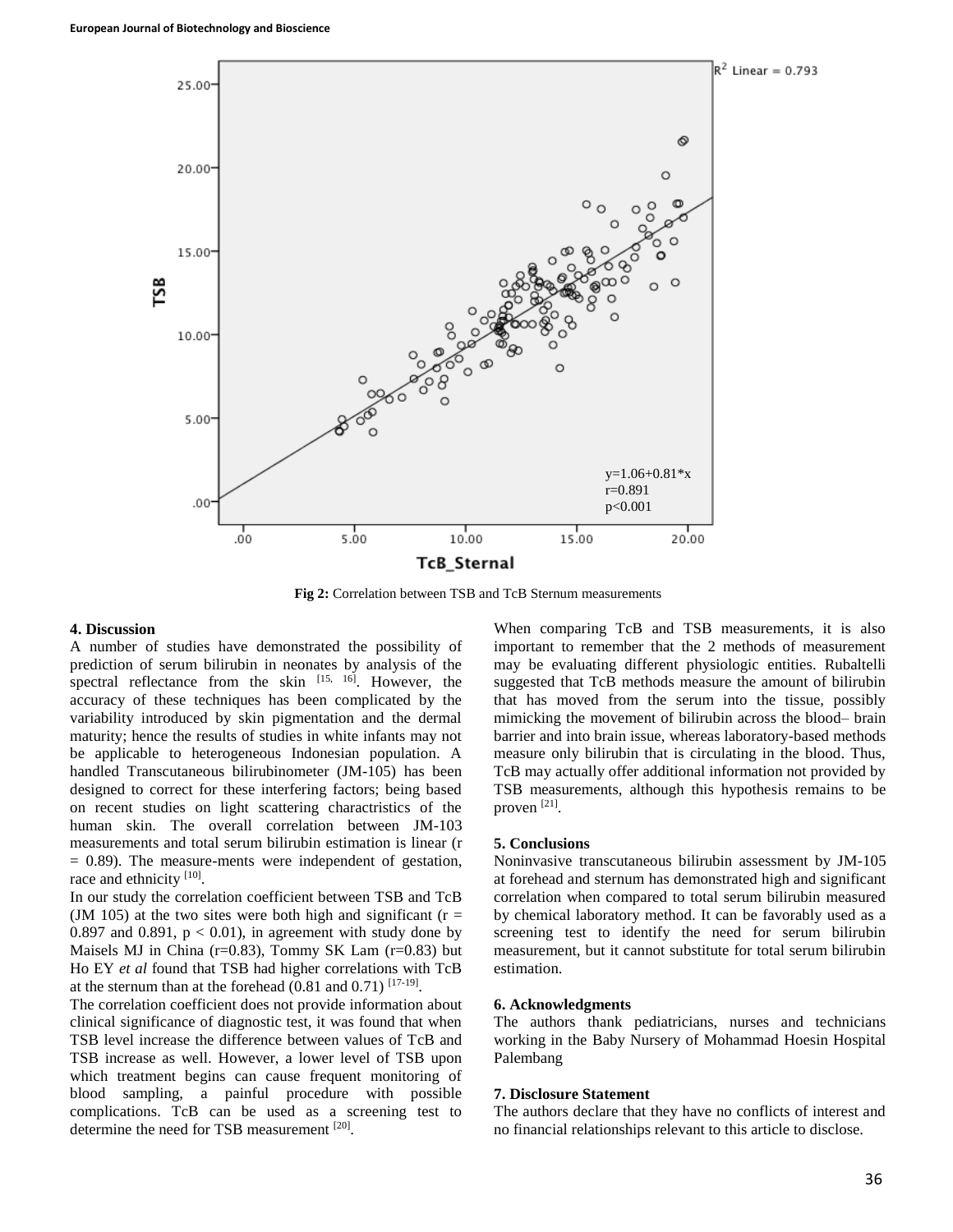Fig 2: Correlation between TSB and TcB Sternum measurements

## 4. Discussion

A number of studies have demonstrated the possibility of prediction of serum bilirubin in neonates by analysis of the spectral reflectance from the skin [15, 16]. However, the accuracy of these techniques has been complicated by the variability introduced by skin pigmentation and the dermal maturity; hence the results of studies in white infants may not be applicable to heterogeneous Indonesian population. A handled Transcutaneous bilirubinometer (JM-105) has been designed to correct for these interfering factors; being based on recent studies on light scattering charactristics of the human skin. The overall correlation between JM-103 measurements and total serum bilirubin estimation is linear ($r = 0.89$). The measure-ments were independent of gestation, race and ethnicity [10].

In our study the correlation coefficient between TSB and TcB (JM 105) at the two sites were both high and significant ($r = 0.897$ and $0.891$, $p < 0.01$), in agreement with study done by Maisels MJ in China ($r=0.83$), Tommy SK Lam ($r=0.83$) but Ho EY *et al* found that TSB had higher correlations with TcB at the sternum than at the forehead (0.81 and 0.71) [17-19].

The correlation coefficient does not provide information about clinical significance of diagnostic test, it was found that when TSB level increase the difference between values of TcB and TSB increase as well. However, a lower level of TSB upon which treatment begins can cause frequent monitoring of blood sampling, a painful procedure with possible complications. TcB can be used as a screening test to determine the need for TSB measurement [20].

When comparing TcB and TSB measurements, it is also important to remember that the 2 methods of measurement may be evaluating different physiologic entities. Rubaltelli suggested that TcB methods measure the amount of bilirubin that has moved from the serum into the tissue, possibly mimicking the movement of bilirubin across the blood– brain barrier and into brain issue, whereas laboratory-based methods measure only bilirubin that is circulating in the blood. Thus, TcB may actually offer additional information not provided by TSB measurements, although this hypothesis remains to be proven [21].

## 5. Conclusions

Noninvasive transcutaneous bilirubin assessment by JM-105 at forehead and sternum has demonstrated high and significant correlation when compared to total serum bilirubin measured by chemical laboratory method. It can be favorably used as a screening test to identify the need for serum bilirubin measurement, but it cannot substitute for total serum bilirubin estimation.

## 6. Acknowledgments

The authors thank pediatricians, nurses and technicians working in the Baby Nursery of Mohammad Hoesin Hospital Palembang

## 7. Disclosure Statement

The authors declare that they have no conflicts of interest and no financial relationships relevant to this article to disclose.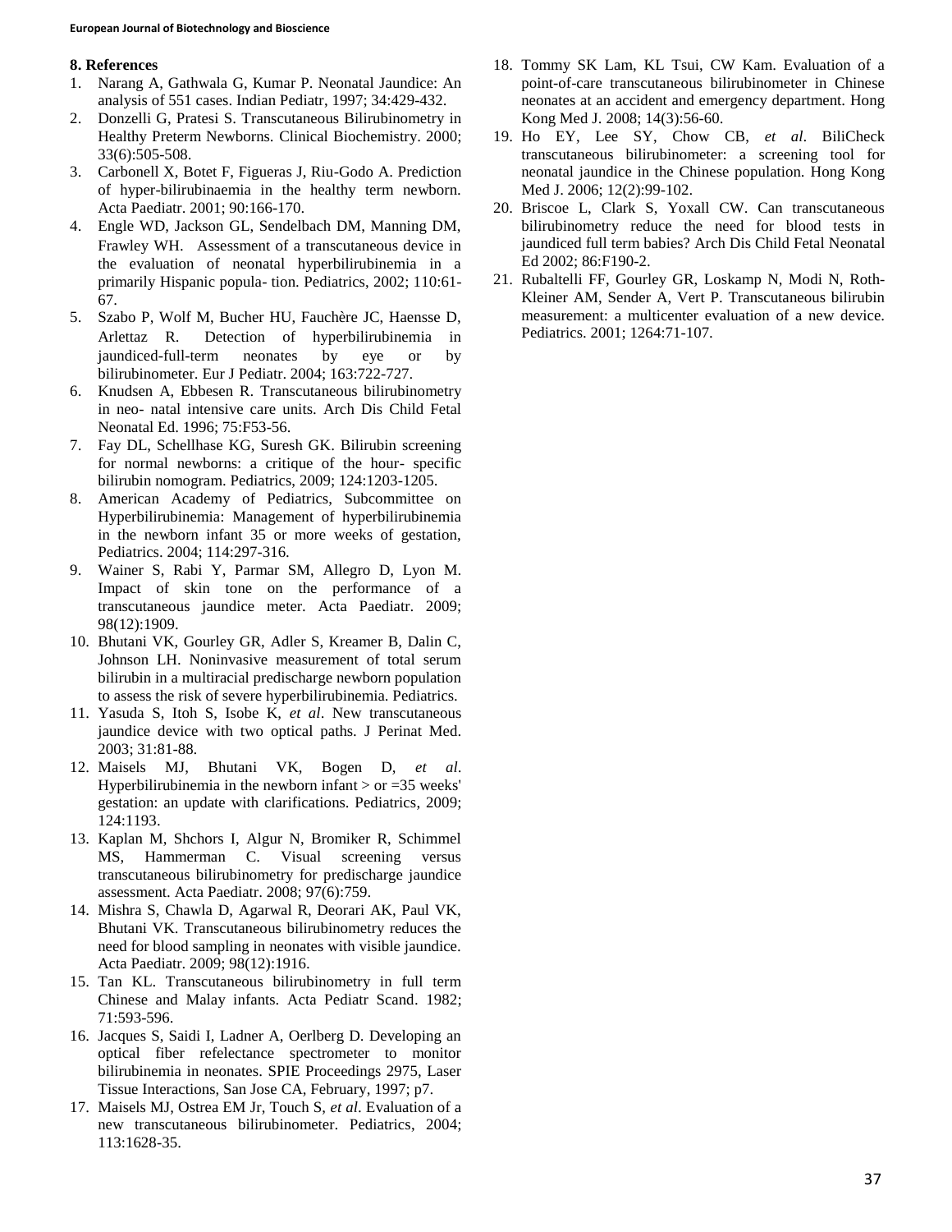### 8. References

1. Narang A, Gathwala G, Kumar P. Neonatal Jaundice: An analysis of 551 cases. Indian Pediatr, 1997; 34:429-432.
2. Donzelli G, Pratesi S. Transcutaneous Bilirubinometry in Healthy Preterm Newborns. Clinical Biochemistry. 2000; 33(6):505-508.
3. Carbonell X, Botet F, Figueras J, Riu-Godo A. Prediction of hyper-bilirubinaemia in the healthy term newborn. Acta Paediatr. 2001; 90:166-170.
4. Engle WD, Jackson GL, Sendelbach DM, Manning DM, Frawley WH. Assessment of a transcutaneous device in the evaluation of neonatal hyperbilirubinemia in a primarily Hispanic popula- tion. Pediatrics, 2002; 110:61-67.
5. Szabo P, Wolf M, Bucher HU, Fauchère JC, Haensse D, Arlettaz R. Detection of hyperbilirubinemia in jaundiced-full-term neonates by eye or by bilirubinometer. Eur J Pediatr. 2004; 163:722-727.
6. Knudsen A, Ebbesen R. Transcutaneous bilirubinometry in neo- natal intensive care units. Arch Dis Child Fetal Neonatal Ed. 1996; 75:F53-56.
7. Fay DL, Schellhase KG, Suresh GK. Bilirubin screening for normal newborns: a critique of the hour- specific bilirubin nomogram. Pediatrics, 2009; 124:1203-1205.
8. American Academy of Pediatrics, Subcommittee on Hyperbilirubinemia: Management of hyperbilirubinemia in the newborn infant 35 or more weeks of gestation, Pediatrics. 2004; 114:297-316.
9. Wainer S, Rabi Y, Parmar SM, Allegro D, Lyon M. Impact of skin tone on the performance of a transcutaneous jaundice meter. Acta Paediatr. 2009; 98(12):1909.
10. Bhutani VK, Gourley GR, Adler S, Kreamer B, Dalin C, Johnson LH. Noninvasive measurement of total serum bilirubin in a multiracial predischarge newborn population to assess the risk of severe hyperbilirubinemia. Pediatrics.
11. Yasuda S, Itoh S, Isobe K, *et al*. New transcutaneous jaundice device with two optical paths. J Perinat Med. 2003; 31:81-88.
12. Maisels MJ, Bhutani VK, Bogen D, *et al*. Hyperbilirubinemia in the newborn infant > or =35 weeks' gestation: an update with clarifications. Pediatrics, 2009; 124:1193.
13. Kaplan M, Shchors I, Algur N, Bromiker R, Schimmel MS, Hammerman C. Visual screening versus transcutaneous bilirubinometry for predischarge jaundice assessment. Acta Paediatr. 2008; 97(6):759.
14. Mishra S, Chawla D, Agarwal R, Deorari AK, Paul VK, Bhutani VK. Transcutaneous bilirubinometry reduces the need for blood sampling in neonates with visible jaundice. Acta Paediatr. 2009; 98(12):1916.
15. Tan KL. Transcutaneous bilirubinometry in full term Chinese and Malay infants. Acta Pediatr Scand. 1982; 71:593-596.
16. Jacques S, Saidi I, Ladner A, Oerlberg D. Developing an optical fiber refelectance spectrometer to monitor bilirubinemia in neonates. SPIE Proceedings 2975, Laser Tissue Interactions, San Jose CA, February, 1997; p7.
17. Maisels MJ, Ostrea EM Jr, Touch S, *et al*. Evaluation of a new transcutaneous bilirubinometer. Pediatrics, 2004; 113:1628-35.
18. Tommy SK Lam, KL Tsui, CW Kam. Evaluation of a point-of-care transcutaneous bilirubinometer in Chinese neonates at an accident and emergency department. Hong Kong Med J. 2008; 14(3):56-60.
19. Ho EY, Lee SY, Chow CB, *et al*. BiliCheck transcutaneous bilirubinometer: a screening tool for neonatal jaundice in the Chinese population. Hong Kong Med J. 2006; 12(2):99-102.
20. Briscoe L, Clark S, Yoxall CW. Can transcutaneous bilirubinometry reduce the need for blood tests in jaundiced full term babies? Arch Dis Child Fetal Neonatal Ed 2002; 86:F190-2.
21. Rubaltelli FF, Gourley GR, Loskamp N, Modi N, Roth-Kleiner AM, Sender A, Vert P. Transcutaneous bilirubin measurement: a multicenter evaluation of a new device. Pediatrics. 2001; 1264:71-107.